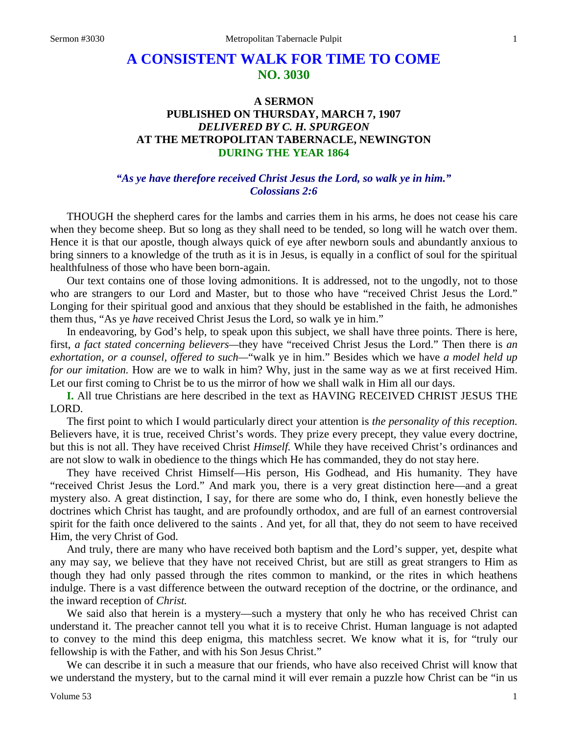# A CONSISTENT WALK FOR TIME TO COME
## NO. 3030

### A SERMON
### PUBLISHED ON THURSDAY, MARCH 7, 1907
### *DELIVERED BY C. H. SPURGEON*
### AT THE METROPOLITAN TABERNACLE, NEWINGTON
### DURING THE YEAR 1864

***"As ye have therefore received Christ Jesus the Lord, so walk ye in him." Colossians 2:6***

THOUGH the shepherd cares for the lambs and carries them in his arms, he does not cease his care when they become sheep. But so long as they shall need to be tended, so long will he watch over them. Hence it is that our apostle, though always quick of eye after newborn souls and abundantly anxious to bring sinners to a knowledge of the truth as it is in Jesus, is equally in a conflict of soul for the spiritual healthfulness of those who have been born-again.

Our text contains one of those loving admonitions. It is addressed, not to the ungodly, not to those who are strangers to our Lord and Master, but to those who have "received Christ Jesus the Lord." Longing for their spiritual good and anxious that they should be established in the faith, he admonishes them thus, "As ye *have* received Christ Jesus the Lord, so walk ye in him."

In endeavoring, by God's help, to speak upon this subject, we shall have three points. There is here, first, *a fact stated concerning believers*—they have "received Christ Jesus the Lord." Then there is *an exhortation, or a counsel, offered to such*—"walk ye in him." Besides which we have *a model held up for our imitation.* How are we to walk in him? Why, just in the same way as we at first received Him. Let our first coming to Christ be to us the mirror of how we shall walk in Him all our days.

**I.** All true Christians are here described in the text as HAVING RECEIVED CHRIST JESUS THE LORD.

The first point to which I would particularly direct your attention is *the personality of this reception.* Believers have, it is true, received Christ's words. They prize every precept, they value every doctrine, but this is not all. They have received Christ *Himself.* While they have received Christ's ordinances and are not slow to walk in obedience to the things which He has commanded, they do not stay here.

They have received Christ Himself—His person, His Godhead, and His humanity. They have "received Christ Jesus the Lord." And mark you, there is a very great distinction here—and a great mystery also. A great distinction, I say, for there are some who do, I think, even honestly believe the doctrines which Christ has taught, and are profoundly orthodox, and are full of an earnest controversial spirit for the faith once delivered to the saints . And yet, for all that, they do not seem to have received Him, the very Christ of God.

And truly, there are many who have received both baptism and the Lord's supper, yet, despite what any may say, we believe that they have not received Christ, but are still as great strangers to Him as though they had only passed through the rites common to mankind, or the rites in which heathens indulge. There is a vast difference between the outward reception of the doctrine, or the ordinance, and the inward reception of *Christ.*

We said also that herein is a mystery—such a mystery that only he who has received Christ can understand it. The preacher cannot tell you what it is to receive Christ. Human language is not adapted to convey to the mind this deep enigma, this matchless secret. We know what it is, for "truly our fellowship is with the Father, and with his Son Jesus Christ."

We can describe it in such a measure that our friends, who have also received Christ will know that we understand the mystery, but to the carnal mind it will ever remain a puzzle how Christ can be "in us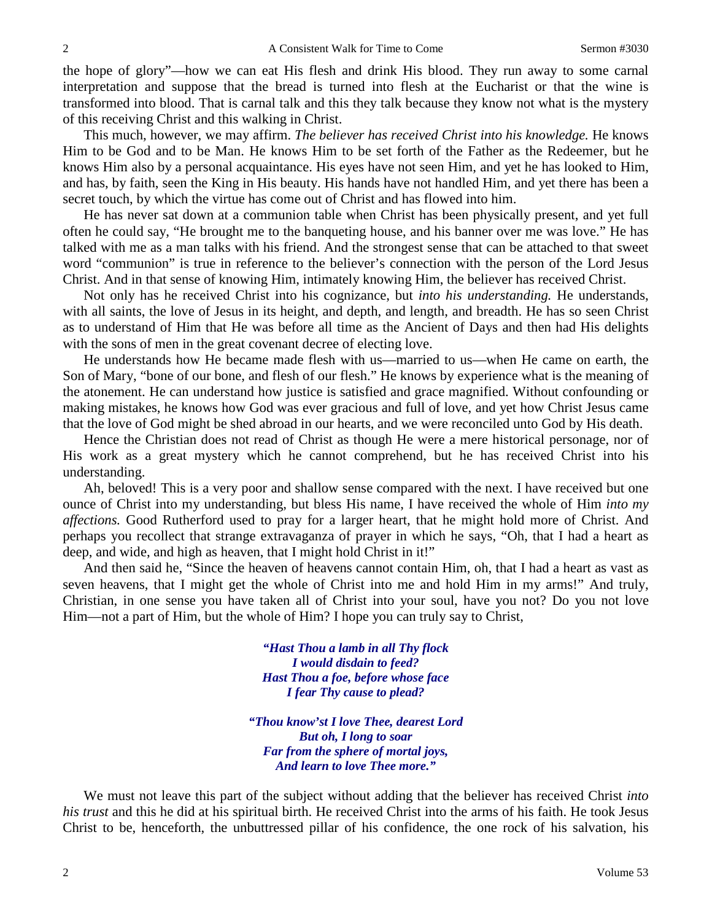the hope of glory"—how we can eat His flesh and drink His blood. They run away to some carnal interpretation and suppose that the bread is turned into flesh at the Eucharist or that the wine is transformed into blood. That is carnal talk and this they talk because they know not what is the mystery of this receiving Christ and this walking in Christ.

This much, however, we may affirm. *The believer has received Christ into his knowledge.* He knows Him to be God and to be Man. He knows Him to be set forth of the Father as the Redeemer, but he knows Him also by a personal acquaintance. His eyes have not seen Him, and yet he has looked to Him, and has, by faith, seen the King in His beauty. His hands have not handled Him, and yet there has been a secret touch, by which the virtue has come out of Christ and has flowed into him.

He has never sat down at a communion table when Christ has been physically present, and yet full often he could say, "He brought me to the banqueting house, and his banner over me was love." He has talked with me as a man talks with his friend. And the strongest sense that can be attached to that sweet word "communion" is true in reference to the believer's connection with the person of the Lord Jesus Christ. And in that sense of knowing Him, intimately knowing Him, the believer has received Christ.

Not only has he received Christ into his cognizance, but *into his understanding.* He understands, with all saints, the love of Jesus in its height, and depth, and length, and breadth. He has so seen Christ as to understand of Him that He was before all time as the Ancient of Days and then had His delights with the sons of men in the great covenant decree of electing love.

He understands how He became made flesh with us—married to us—when He came on earth, the Son of Mary, "bone of our bone, and flesh of our flesh." He knows by experience what is the meaning of the atonement. He can understand how justice is satisfied and grace magnified. Without confounding or making mistakes, he knows how God was ever gracious and full of love, and yet how Christ Jesus came that the love of God might be shed abroad in our hearts, and we were reconciled unto God by His death.

Hence the Christian does not read of Christ as though He were a mere historical personage, nor of His work as a great mystery which he cannot comprehend, but he has received Christ into his understanding.

Ah, beloved! This is a very poor and shallow sense compared with the next. I have received but one ounce of Christ into my understanding, but bless His name, I have received the whole of Him *into my affections.* Good Rutherford used to pray for a larger heart, that he might hold more of Christ. And perhaps you recollect that strange extravaganza of prayer in which he says, "Oh, that I had a heart as deep, and wide, and high as heaven, that I might hold Christ in it!"

And then said he, "Since the heaven of heavens cannot contain Him, oh, that I had a heart as vast as seven heavens, that I might get the whole of Christ into me and hold Him in my arms!" And truly, Christian, in one sense you have taken all of Christ into your soul, have you not? Do you not love Him—not a part of Him, but the whole of Him? I hope you can truly say to Christ,

> ***"Hast Thou a lamb in all Thy flock***
> ***I would disdain to feed?***
> ***Hast Thou a foe, before whose face***
> ***I fear Thy cause to plead?***
>
> ***"Thou know'st I love Thee, dearest Lord***
> ***But oh, I long to soar***
> ***Far from the sphere of mortal joys,***
> ***And learn to love Thee more."***

We must not leave this part of the subject without adding that the believer has received Christ *into his trust* and this he did at his spiritual birth. He received Christ into the arms of his faith. He took Jesus Christ to be, henceforth, the unbuttressed pillar of his confidence, the one rock of his salvation, his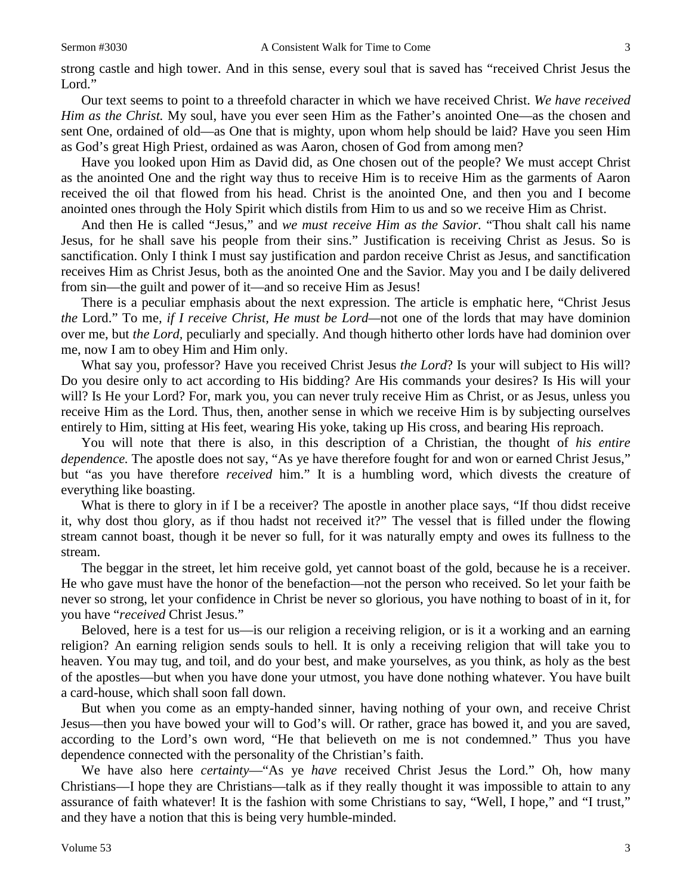strong castle and high tower. And in this sense, every soul that is saved has "received Christ Jesus the Lord."

Our text seems to point to a threefold character in which we have received Christ. *We have received Him as the Christ.* My soul, have you ever seen Him as the Father's anointed One—as the chosen and sent One, ordained of old—as One that is mighty, upon whom help should be laid? Have you seen Him as God's great High Priest, ordained as was Aaron, chosen of God from among men?

Have you looked upon Him as David did, as One chosen out of the people? We must accept Christ as the anointed One and the right way thus to receive Him is to receive Him as the garments of Aaron received the oil that flowed from his head. Christ is the anointed One, and then you and I become anointed ones through the Holy Spirit which distils from Him to us and so we receive Him as Christ.

And then He is called "Jesus," and *we must receive Him as the Savior.* "Thou shalt call his name Jesus, for he shall save his people from their sins." Justification is receiving Christ as Jesus. So is sanctification. Only I think I must say justification and pardon receive Christ as Jesus, and sanctification receives Him as Christ Jesus, both as the anointed One and the Savior. May you and I be daily delivered from sin—the guilt and power of it—and so receive Him as Jesus!

There is a peculiar emphasis about the next expression. The article is emphatic here, "Christ Jesus *the* Lord." To me, *if I receive Christ, He must be Lord*—not one of the lords that may have dominion over me, but *the Lord,* peculiarly and specially. And though hitherto other lords have had dominion over me, now I am to obey Him and Him only.

What say you, professor? Have you received Christ Jesus *the Lord*? Is your will subject to His will? Do you desire only to act according to His bidding? Are His commands your desires? Is His will your will? Is He your Lord? For, mark you, you can never truly receive Him as Christ, or as Jesus, unless you receive Him as the Lord. Thus, then, another sense in which we receive Him is by subjecting ourselves entirely to Him, sitting at His feet, wearing His yoke, taking up His cross, and bearing His reproach.

You will note that there is also, in this description of a Christian, the thought of *his entire dependence.* The apostle does not say, "As ye have therefore fought for and won or earned Christ Jesus," but "as you have therefore *received* him." It is a humbling word, which divests the creature of everything like boasting.

What is there to glory in if I be a receiver? The apostle in another place says, "If thou didst receive it, why dost thou glory, as if thou hadst not received it?" The vessel that is filled under the flowing stream cannot boast, though it be never so full, for it was naturally empty and owes its fullness to the stream.

The beggar in the street, let him receive gold, yet cannot boast of the gold, because he is a receiver. He who gave must have the honor of the benefaction—not the person who received. So let your faith be never so strong, let your confidence in Christ be never so glorious, you have nothing to boast of in it, for you have "*received* Christ Jesus."

Beloved, here is a test for us—is our religion a receiving religion, or is it a working and an earning religion? An earning religion sends souls to hell. It is only a receiving religion that will take you to heaven. You may tug, and toil, and do your best, and make yourselves, as you think, as holy as the best of the apostles—but when you have done your utmost, you have done nothing whatever. You have built a card-house, which shall soon fall down.

But when you come as an empty-handed sinner, having nothing of your own, and receive Christ Jesus—then you have bowed your will to God's will. Or rather, grace has bowed it, and you are saved, according to the Lord's own word, "He that believeth on me is not condemned." Thus you have dependence connected with the personality of the Christian's faith.

We have also here *certainty*—"As ye *have* received Christ Jesus the Lord." Oh, how many Christians—I hope they are Christians—talk as if they really thought it was impossible to attain to any assurance of faith whatever! It is the fashion with some Christians to say, "Well, I hope," and "I trust," and they have a notion that this is being very humble-minded.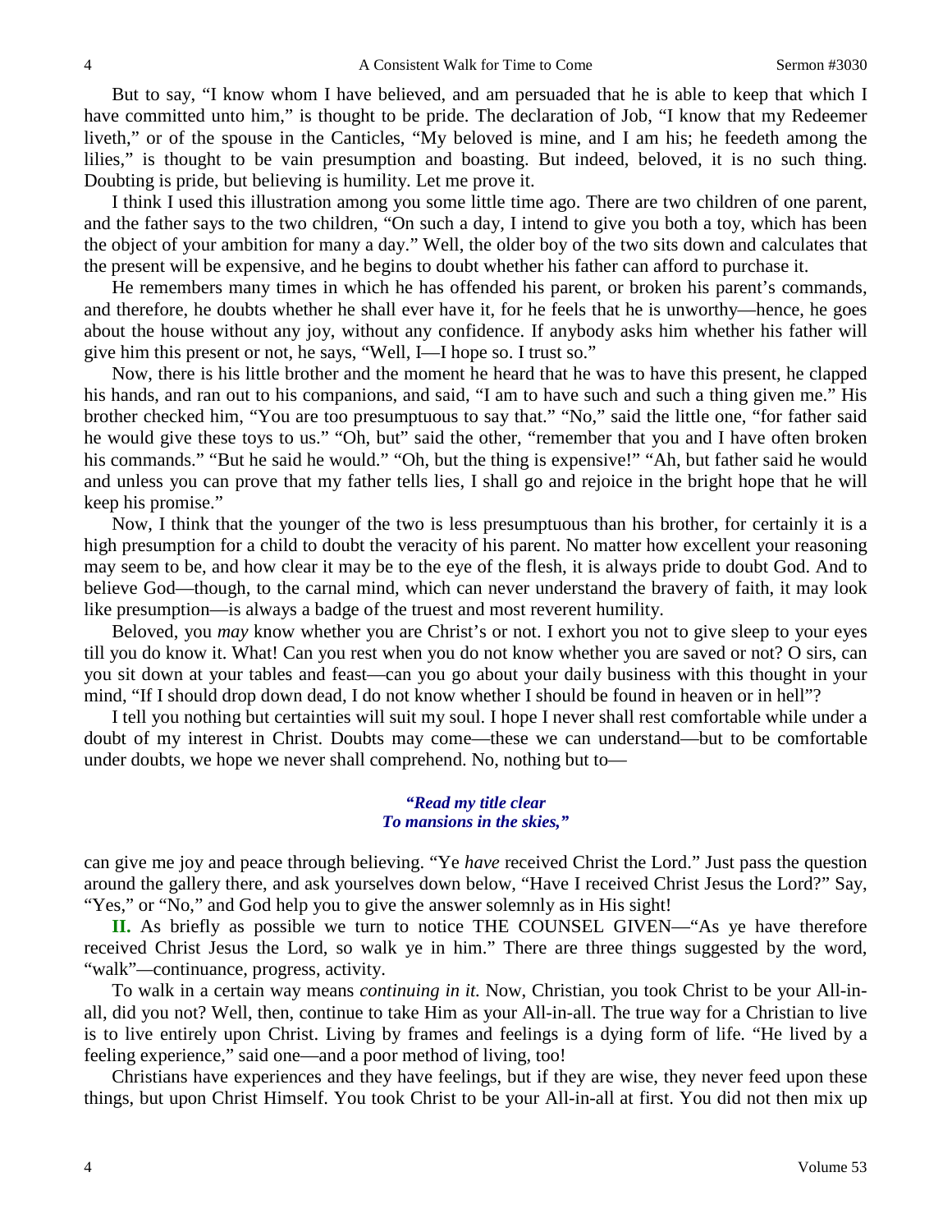But to say, "I know whom I have believed, and am persuaded that he is able to keep that which I have committed unto him," is thought to be pride. The declaration of Job, "I know that my Redeemer liveth," or of the spouse in the Canticles, "My beloved is mine, and I am his; he feedeth among the lilies," is thought to be vain presumption and boasting. But indeed, beloved, it is no such thing. Doubting is pride, but believing is humility. Let me prove it.

I think I used this illustration among you some little time ago. There are two children of one parent, and the father says to the two children, "On such a day, I intend to give you both a toy, which has been the object of your ambition for many a day." Well, the older boy of the two sits down and calculates that the present will be expensive, and he begins to doubt whether his father can afford to purchase it.

He remembers many times in which he has offended his parent, or broken his parent's commands, and therefore, he doubts whether he shall ever have it, for he feels that he is unworthy—hence, he goes about the house without any joy, without any confidence. If anybody asks him whether his father will give him this present or not, he says, "Well, I—I hope so. I trust so."

Now, there is his little brother and the moment he heard that he was to have this present, he clapped his hands, and ran out to his companions, and said, "I am to have such and such a thing given me." His brother checked him, "You are too presumptuous to say that." "No," said the little one, "for father said he would give these toys to us." "Oh, but" said the other, "remember that you and I have often broken his commands." "But he said he would." "Oh, but the thing is expensive!" "Ah, but father said he would and unless you can prove that my father tells lies, I shall go and rejoice in the bright hope that he will keep his promise."

Now, I think that the younger of the two is less presumptuous than his brother, for certainly it is a high presumption for a child to doubt the veracity of his parent. No matter how excellent your reasoning may seem to be, and how clear it may be to the eye of the flesh, it is always pride to doubt God. And to believe God—though, to the carnal mind, which can never understand the bravery of faith, it may look like presumption—is always a badge of the truest and most reverent humility.

Beloved, you *may* know whether you are Christ's or not. I exhort you not to give sleep to your eyes till you do know it. What! Can you rest when you do not know whether you are saved or not? O sirs, can you sit down at your tables and feast—can you go about your daily business with this thought in your mind, "If I should drop down dead, I do not know whether I should be found in heaven or in hell"?

I tell you nothing but certainties will suit my soul. I hope I never shall rest comfortable while under a doubt of my interest in Christ. Doubts may come—these we can understand—but to be comfortable under doubts, we hope we never shall comprehend. No, nothing but to—

> ***"Read my title clear***
> ***To mansions in the skies,"***

can give me joy and peace through believing. "Ye *have* received Christ the Lord." Just pass the question around the gallery there, and ask yourselves down below, "Have I received Christ Jesus the Lord?" Say, "Yes," or "No," and God help you to give the answer solemnly as in His sight!

**II.** As briefly as possible we turn to notice THE COUNSEL GIVEN—"As ye have therefore received Christ Jesus the Lord, so walk ye in him." There are three things suggested by the word, "walk"—continuance, progress, activity.

To walk in a certain way means *continuing in it.* Now, Christian, you took Christ to be your All-in-all, did you not? Well, then, continue to take Him as your All-in-all. The true way for a Christian to live is to live entirely upon Christ. Living by frames and feelings is a dying form of life. "He lived by a feeling experience," said one—and a poor method of living, too!

Christians have experiences and they have feelings, but if they are wise, they never feed upon these things, but upon Christ Himself. You took Christ to be your All-in-all at first. You did not then mix up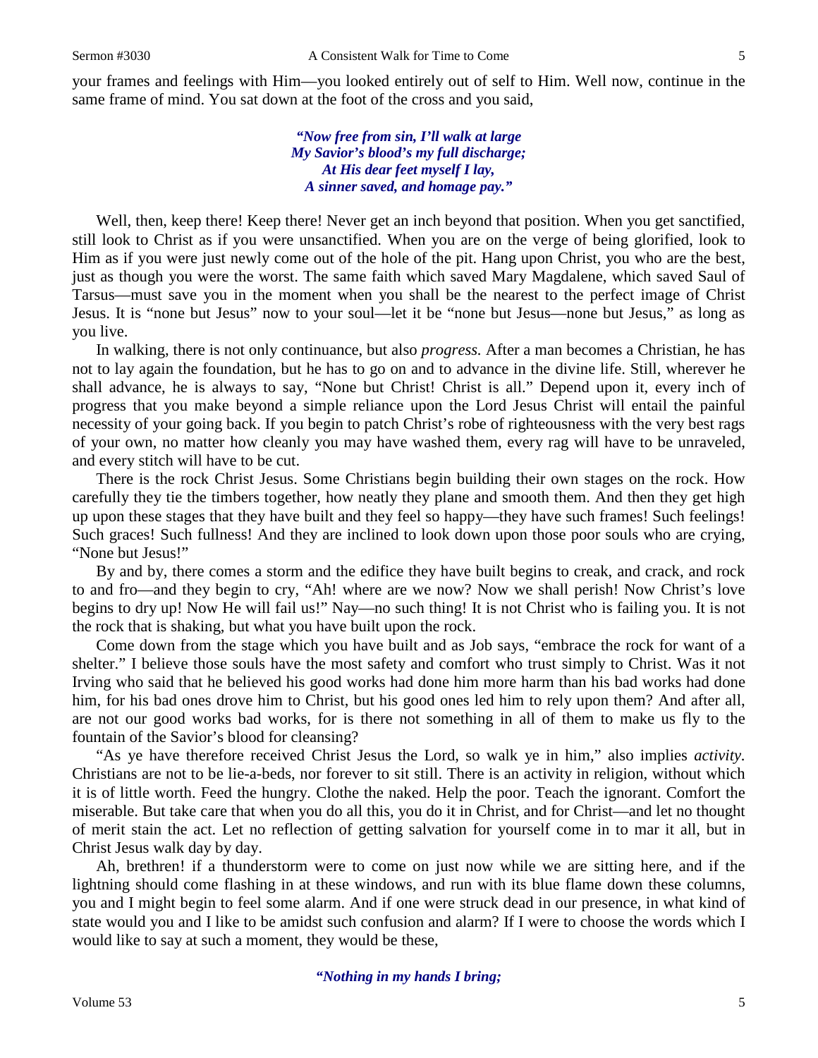your frames and feelings with Him—you looked entirely out of self to Him. Well now, continue in the same frame of mind. You sat down at the foot of the cross and you said,

> *"Now free from sin, I'll walk at large*
> *My Savior's blood's my full discharge;*
> *At His dear feet myself I lay,*
> *A sinner saved, and homage pay."*

Well, then, keep there! Keep there! Never get an inch beyond that position. When you get sanctified, still look to Christ as if you were unsanctified. When you are on the verge of being glorified, look to Him as if you were just newly come out of the hole of the pit. Hang upon Christ, you who are the best, just as though you were the worst. The same faith which saved Mary Magdalene, which saved Saul of Tarsus—must save you in the moment when you shall be the nearest to the perfect image of Christ Jesus. It is "none but Jesus" now to your soul—let it be "none but Jesus—none but Jesus," as long as you live.

In walking, there is not only continuance, but also *progress.* After a man becomes a Christian, he has not to lay again the foundation, but he has to go on and to advance in the divine life. Still, wherever he shall advance, he is always to say, "None but Christ! Christ is all." Depend upon it, every inch of progress that you make beyond a simple reliance upon the Lord Jesus Christ will entail the painful necessity of your going back. If you begin to patch Christ's robe of righteousness with the very best rags of your own, no matter how cleanly you may have washed them, every rag will have to be unraveled, and every stitch will have to be cut.

There is the rock Christ Jesus. Some Christians begin building their own stages on the rock. How carefully they tie the timbers together, how neatly they plane and smooth them. And then they get high up upon these stages that they have built and they feel so happy—they have such frames! Such feelings! Such graces! Such fullness! And they are inclined to look down upon those poor souls who are crying, "None but Jesus!"

By and by, there comes a storm and the edifice they have built begins to creak, and crack, and rock to and fro—and they begin to cry, "Ah! where are we now? Now we shall perish! Now Christ's love begins to dry up! Now He will fail us!" Nay—no such thing! It is not Christ who is failing you. It is not the rock that is shaking, but what you have built upon the rock.

Come down from the stage which you have built and as Job says, "embrace the rock for want of a shelter." I believe those souls have the most safety and comfort who trust simply to Christ. Was it not Irving who said that he believed his good works had done him more harm than his bad works had done him, for his bad ones drove him to Christ, but his good ones led him to rely upon them? And after all, are not our good works bad works, for is there not something in all of them to make us fly to the fountain of the Savior's blood for cleansing?

"As ye have therefore received Christ Jesus the Lord, so walk ye in him," also implies *activity.* Christians are not to be lie-a-beds, nor forever to sit still. There is an activity in religion, without which it is of little worth. Feed the hungry. Clothe the naked. Help the poor. Teach the ignorant. Comfort the miserable. But take care that when you do all this, you do it in Christ, and for Christ—and let no thought of merit stain the act. Let no reflection of getting salvation for yourself come in to mar it all, but in Christ Jesus walk day by day.

Ah, brethren! if a thunderstorm were to come on just now while we are sitting here, and if the lightning should come flashing in at these windows, and run with its blue flame down these columns, you and I might begin to feel some alarm. And if one were struck dead in our presence, in what kind of state would you and I like to be amidst such confusion and alarm? If I were to choose the words which I would like to say at such a moment, they would be these,

> *"Nothing in my hands I bring;*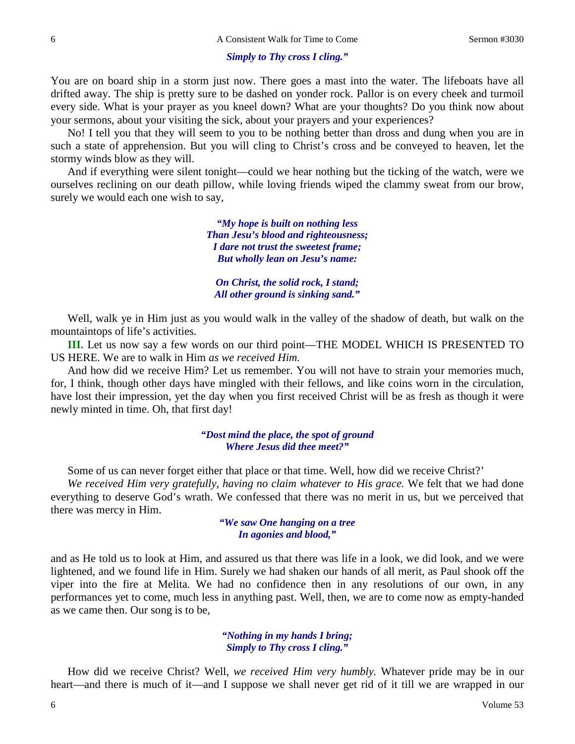*Simply to Thy cross I cling."*

You are on board ship in a storm just now. There goes a mast into the water. The lifeboats have all drifted away. The ship is pretty sure to be dashed on yonder rock. Pallor is on every cheek and turmoil every side. What is your prayer as you kneel down? What are your thoughts? Do you think now about your sermons, about your visiting the sick, about your prayers and your experiences?

No! I tell you that they will seem to you to be nothing better than dross and dung when you are in such a state of apprehension. But you will cling to Christ's cross and be conveyed to heaven, let the stormy winds blow as they will.

And if everything were silent tonight—could we hear nothing but the ticking of the watch, were we ourselves reclining on our death pillow, while loving friends wiped the clammy sweat from our brow, surely we would each one wish to say,

*"My hope is built on nothing less*
*Than Jesu's blood and righteousness;*
*I dare not trust the sweetest frame;*
*But wholly lean on Jesu's name:*

*On Christ, the solid rock, I stand;*
*All other ground is sinking sand."*

Well, walk ye in Him just as you would walk in the valley of the shadow of death, but walk on the mountaintops of life's activities.

**III.** Let us now say a few words on our third point—THE MODEL WHICH IS PRESENTED TO US HERE. We are to walk in Him *as we received Him.*

And how did we receive Him? Let us remember. You will not have to strain your memories much, for, I think, though other days have mingled with their fellows, and like coins worn in the circulation, have lost their impression, yet the day when you first received Christ will be as fresh as though it were newly minted in time. Oh, that first day!

*"Dost mind the place, the spot of ground*
*Where Jesus did thee meet?"*

Some of us can never forget either that place or that time. Well, how did we receive Christ?'

*We received Him very gratefully, having no claim whatever to His grace.* We felt that we had done everything to deserve God's wrath. We confessed that there was no merit in us, but we perceived that there was mercy in Him.

*"We saw One hanging on a tree*
*In agonies and blood,"*

and as He told us to look at Him, and assured us that there was life in a look, we did look, and we were lightened, and we found life in Him. Surely we had shaken our hands of all merit, as Paul shook off the viper into the fire at Melita. We had no confidence then in any resolutions of our own, in any performances yet to come, much less in anything past. Well, then, we are to come now as empty-handed as we came then. Our song is to be,

*"Nothing in my hands I bring;*
*Simply to Thy cross I cling."*

How did we receive Christ? Well, *we received Him very humbly.* Whatever pride may be in our heart—and there is much of it—and I suppose we shall never get rid of it till we are wrapped in our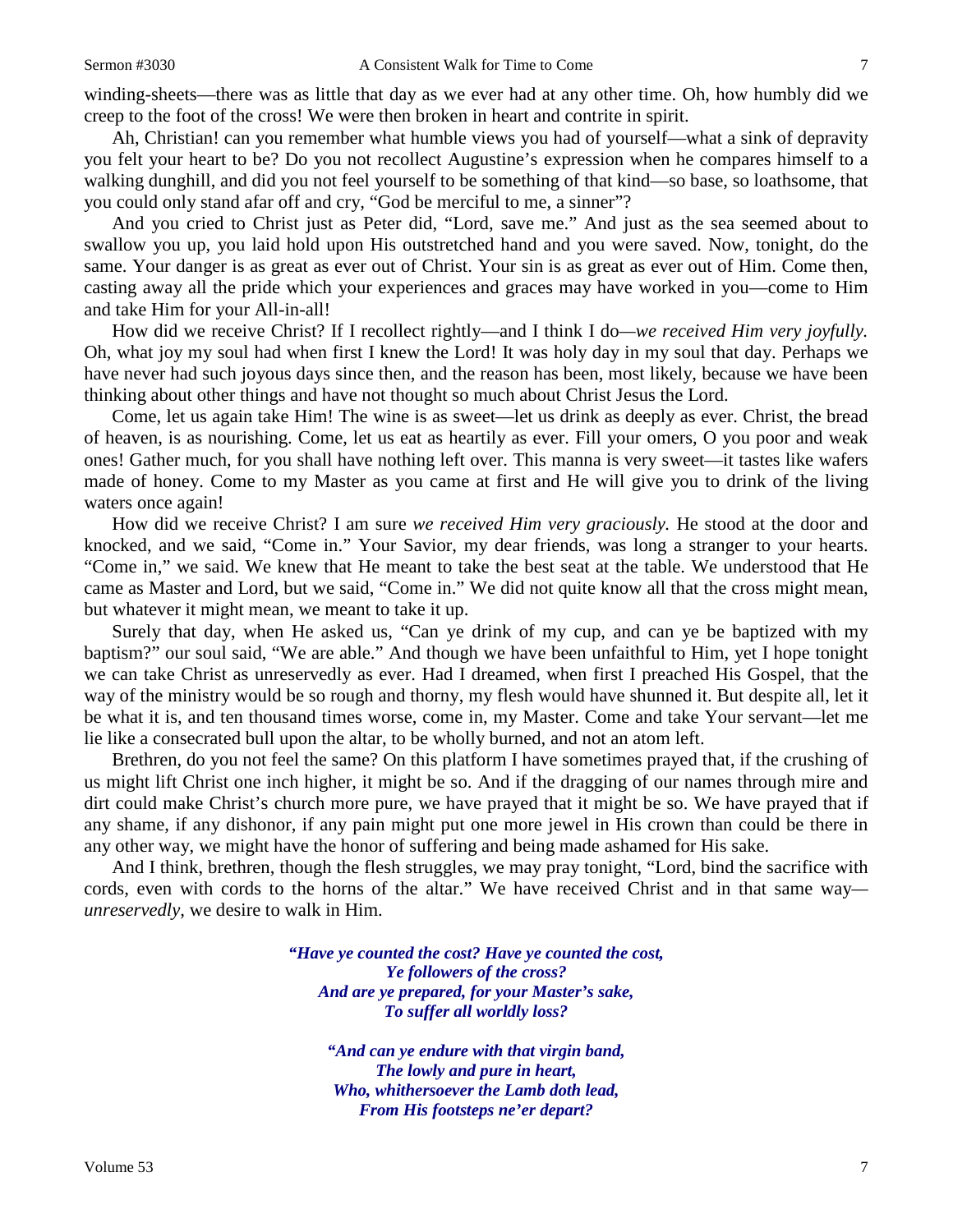winding-sheets—there was as little that day as we ever had at any other time. Oh, how humbly did we creep to the foot of the cross! We were then broken in heart and contrite in spirit.

Ah, Christian! can you remember what humble views you had of yourself—what a sink of depravity you felt your heart to be? Do you not recollect Augustine's expression when he compares himself to a walking dunghill, and did you not feel yourself to be something of that kind—so base, so loathsome, that you could only stand afar off and cry, "God be merciful to me, a sinner"?

And you cried to Christ just as Peter did, "Lord, save me." And just as the sea seemed about to swallow you up, you laid hold upon His outstretched hand and you were saved. Now, tonight, do the same. Your danger is as great as ever out of Christ. Your sin is as great as ever out of Him. Come then, casting away all the pride which your experiences and graces may have worked in you—come to Him and take Him for your All-in-all!

How did we receive Christ? If I recollect rightly—and I think I do—*we received Him very joyfully.* Oh, what joy my soul had when first I knew the Lord! It was holy day in my soul that day. Perhaps we have never had such joyous days since then, and the reason has been, most likely, because we have been thinking about other things and have not thought so much about Christ Jesus the Lord.

Come, let us again take Him! The wine is as sweet—let us drink as deeply as ever. Christ, the bread of heaven, is as nourishing. Come, let us eat as heartily as ever. Fill your omers, O you poor and weak ones! Gather much, for you shall have nothing left over. This manna is very sweet—it tastes like wafers made of honey. Come to my Master as you came at first and He will give you to drink of the living waters once again!

How did we receive Christ? I am sure *we received Him very graciously.* He stood at the door and knocked, and we said, "Come in." Your Savior, my dear friends, was long a stranger to your hearts. "Come in," we said. We knew that He meant to take the best seat at the table. We understood that He came as Master and Lord, but we said, "Come in." We did not quite know all that the cross might mean, but whatever it might mean, we meant to take it up.

Surely that day, when He asked us, "Can ye drink of my cup, and can ye be baptized with my baptism?" our soul said, "We are able." And though we have been unfaithful to Him, yet I hope tonight we can take Christ as unreservedly as ever. Had I dreamed, when first I preached His Gospel, that the way of the ministry would be so rough and thorny, my flesh would have shunned it. But despite all, let it be what it is, and ten thousand times worse, come in, my Master. Come and take Your servant—let me lie like a consecrated bull upon the altar, to be wholly burned, and not an atom left.

Brethren, do you not feel the same? On this platform I have sometimes prayed that, if the crushing of us might lift Christ one inch higher, it might be so. And if the dragging of our names through mire and dirt could make Christ's church more pure, we have prayed that it might be so. We have prayed that if any shame, if any dishonor, if any pain might put one more jewel in His crown than could be there in any other way, we might have the honor of suffering and being made ashamed for His sake.

And I think, brethren, though the flesh struggles, we may pray tonight, "Lord, bind the sacrifice with cords, even with cords to the horns of the altar." We have received Christ and in that same way—*unreservedly,* we desire to walk in Him.

> ***"Have ye counted the cost? Have ye counted the cost,***
> ***Ye followers of the cross?***
> ***And are ye prepared, for your Master's sake,***
> ***To suffer all worldly loss?***
>
> ***"And can ye endure with that virgin band,***
> ***The lowly and pure in heart,***
> ***Who, whithersoever the Lamb doth lead,***
> ***From His footsteps ne'er depart?***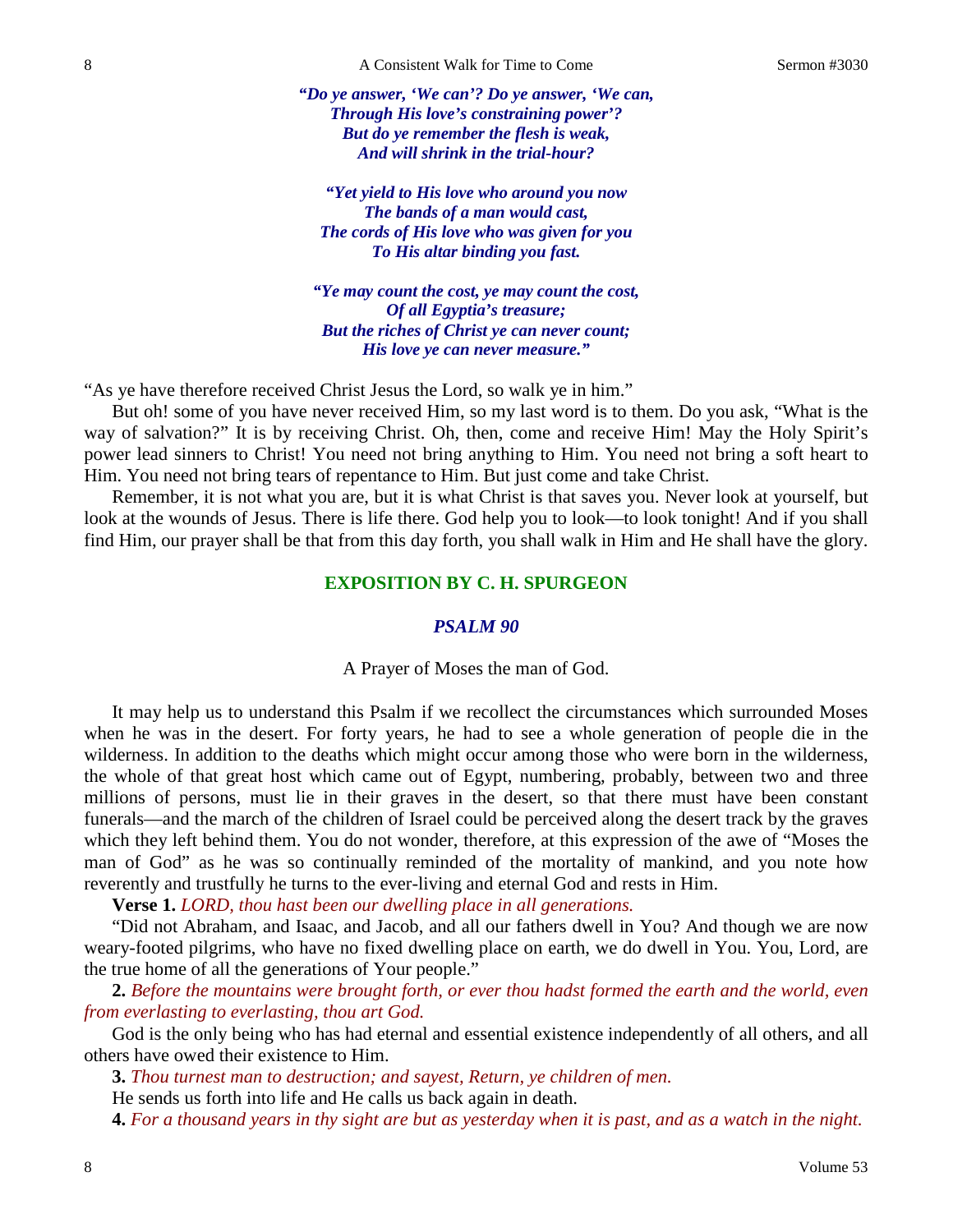*"Do ye answer, 'We can'? Do ye answer, 'We can,*
*Through His love's constraining power'?*
*But do ye remember the flesh is weak,*
*And will shrink in the trial-hour?*

*"Yet yield to His love who around you now*
*The bands of a man would cast,*
*The cords of His love who was given for you*
*To His altar binding you fast.*

*"Ye may count the cost, ye may count the cost,*
*Of all Egyptia's treasure;*
*But the riches of Christ ye can never count;*
*His love ye can never measure."*

"As ye have therefore received Christ Jesus the Lord, so walk ye in him."

But oh! some of you have never received Him, so my last word is to them. Do you ask, "What is the way of salvation?" It is by receiving Christ. Oh, then, come and receive Him! May the Holy Spirit's power lead sinners to Christ! You need not bring anything to Him. You need not bring a soft heart to Him. You need not bring tears of repentance to Him. But just come and take Christ.

Remember, it is not what you are, but it is what Christ is that saves you. Never look at yourself, but look at the wounds of Jesus. There is life there. God help you to look—to look tonight! And if you shall find Him, our prayer shall be that from this day forth, you shall walk in Him and He shall have the glory.

## EXPOSITION BY C. H. SPURGEON

### *PSALM 90*

A Prayer of Moses the man of God.

It may help us to understand this Psalm if we recollect the circumstances which surrounded Moses when he was in the desert. For forty years, he had to see a whole generation of people die in the wilderness. In addition to the deaths which might occur among those who were born in the wilderness, the whole of that great host which came out of Egypt, numbering, probably, between two and three millions of persons, must lie in their graves in the desert, so that there must have been constant funerals—and the march of the children of Israel could be perceived along the desert track by the graves which they left behind them. You do not wonder, therefore, at this expression of the awe of "Moses the man of God" as he was so continually reminded of the mortality of mankind, and you note how reverently and trustfully he turns to the ever-living and eternal God and rests in Him.

**Verse 1.** *LORD, thou hast been our dwelling place in all generations.*

"Did not Abraham, and Isaac, and Jacob, and all our fathers dwell in You? And though we are now weary-footed pilgrims, who have no fixed dwelling place on earth, we do dwell in You. You, Lord, are the true home of all the generations of Your people."

**2.** *Before the mountains were brought forth, or ever thou hadst formed the earth and the world, even from everlasting to everlasting, thou art God.*

God is the only being who has had eternal and essential existence independently of all others, and all others have owed their existence to Him.

**3.** *Thou turnest man to destruction; and sayest, Return, ye children of men.*

He sends us forth into life and He calls us back again in death.

**4.** *For a thousand years in thy sight are but as yesterday when it is past, and as a watch in the night.*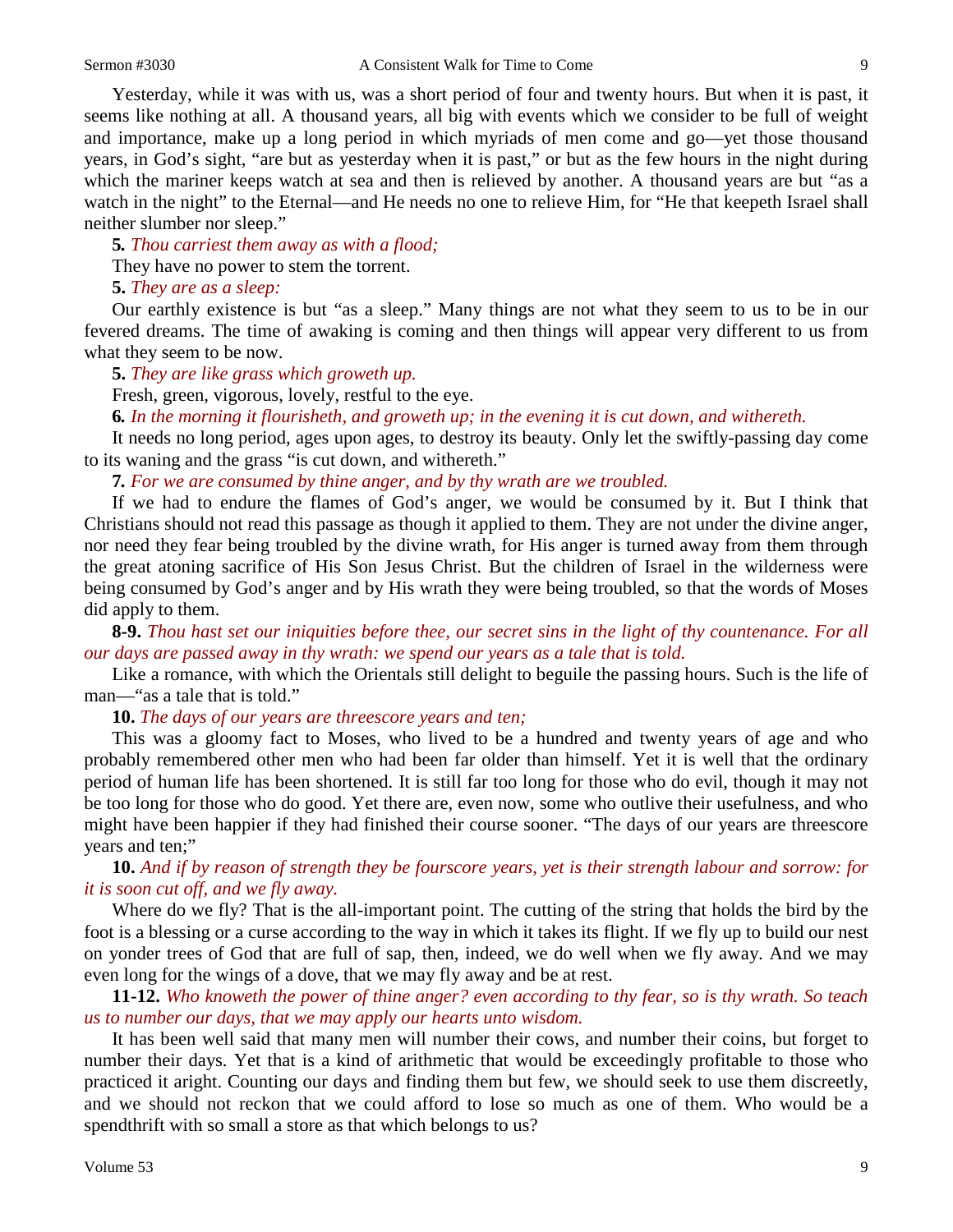Yesterday, while it was with us, was a short period of four and twenty hours. But when it is past, it seems like nothing at all. A thousand years, all big with events which we consider to be full of weight and importance, make up a long period in which myriads of men come and go—yet those thousand years, in God's sight, "are but as yesterday when it is past," or but as the few hours in the night during which the mariner keeps watch at sea and then is relieved by another. A thousand years are but "as a watch in the night" to the Eternal—and He needs no one to relieve Him, for "He that keepeth Israel shall neither slumber nor sleep."

**5.** *Thou carriest them away as with a flood;*

They have no power to stem the torrent.

**5.** *They are as a sleep:*

Our earthly existence is but "as a sleep." Many things are not what they seem to us to be in our fevered dreams. The time of awaking is coming and then things will appear very different to us from what they seem to be now.

**5.** *They are like grass which groweth up.*

Fresh, green, vigorous, lovely, restful to the eye.

**6.** *In the morning it flourisheth, and groweth up; in the evening it is cut down, and withereth.*

It needs no long period, ages upon ages, to destroy its beauty. Only let the swiftly-passing day come to its waning and the grass "is cut down, and withereth."

**7.** *For we are consumed by thine anger, and by thy wrath are we troubled.*

If we had to endure the flames of God's anger, we would be consumed by it. But I think that Christians should not read this passage as though it applied to them. They are not under the divine anger, nor need they fear being troubled by the divine wrath, for His anger is turned away from them through the great atoning sacrifice of His Son Jesus Christ. But the children of Israel in the wilderness were being consumed by God's anger and by His wrath they were being troubled, so that the words of Moses did apply to them.

**8-9.** *Thou hast set our iniquities before thee, our secret sins in the light of thy countenance. For all our days are passed away in thy wrath: we spend our years as a tale that is told.*

Like a romance, with which the Orientals still delight to beguile the passing hours. Such is the life of man—"as a tale that is told."

**10.** *The days of our years are threescore years and ten;*

This was a gloomy fact to Moses, who lived to be a hundred and twenty years of age and who probably remembered other men who had been far older than himself. Yet it is well that the ordinary period of human life has been shortened. It is still far too long for those who do evil, though it may not be too long for those who do good. Yet there are, even now, some who outlive their usefulness, and who might have been happier if they had finished their course sooner. "The days of our years are threescore years and ten;"

**10.** *And if by reason of strength they be fourscore years, yet is their strength labour and sorrow: for it is soon cut off, and we fly away.*

Where do we fly? That is the all-important point. The cutting of the string that holds the bird by the foot is a blessing or a curse according to the way in which it takes its flight. If we fly up to build our nest on yonder trees of God that are full of sap, then, indeed, we do well when we fly away. And we may even long for the wings of a dove, that we may fly away and be at rest.

**11-12.** *Who knoweth the power of thine anger? even according to thy fear, so is thy wrath. So teach us to number our days, that we may apply our hearts unto wisdom.*

It has been well said that many men will number their cows, and number their coins, but forget to number their days. Yet that is a kind of arithmetic that would be exceedingly profitable to those who practiced it aright. Counting our days and finding them but few, we should seek to use them discreetly, and we should not reckon that we could afford to lose so much as one of them. Who would be a spendthrift with so small a store as that which belongs to us?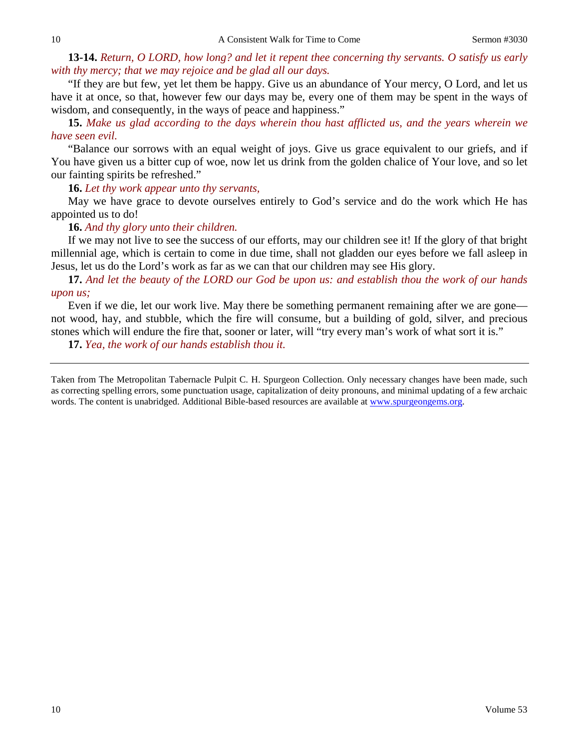**13-14.** *Return, O LORD, how long? and let it repent thee concerning thy servants. O satisfy us early with thy mercy; that we may rejoice and be glad all our days.*

"If they are but few, yet let them be happy. Give us an abundance of Your mercy, O Lord, and let us have it at once, so that, however few our days may be, every one of them may be spent in the ways of wisdom, and consequently, in the ways of peace and happiness."

**15.** *Make us glad according to the days wherein thou hast afflicted us, and the years wherein we have seen evil.*

"Balance our sorrows with an equal weight of joys. Give us grace equivalent to our griefs, and if You have given us a bitter cup of woe, now let us drink from the golden chalice of Your love, and so let our fainting spirits be refreshed."

**16.** *Let thy work appear unto thy servants,*

May we have grace to devote ourselves entirely to God's service and do the work which He has appointed us to do!

**16.** *And thy glory unto their children.*

If we may not live to see the success of our efforts, may our children see it! If the glory of that bright millennial age, which is certain to come in due time, shall not gladden our eyes before we fall asleep in Jesus, let us do the Lord's work as far as we can that our children may see His glory.

**17.** *And let the beauty of the LORD our God be upon us: and establish thou the work of our hands upon us;*

Even if we die, let our work live. May there be something permanent remaining after we are gone—not wood, hay, and stubble, which the fire will consume, but a building of gold, silver, and precious stones which will endure the fire that, sooner or later, will "try every man's work of what sort it is."

**17.** *Yea, the work of our hands establish thou it.*

---

Taken from The Metropolitan Tabernacle Pulpit C. H. Spurgeon Collection. Only necessary changes have been made, such as correcting spelling errors, some punctuation usage, capitalization of deity pronouns, and minimal updating of a few archaic words. The content is unabridged. Additional Bible-based resources are available at www.spurgeongems.org.